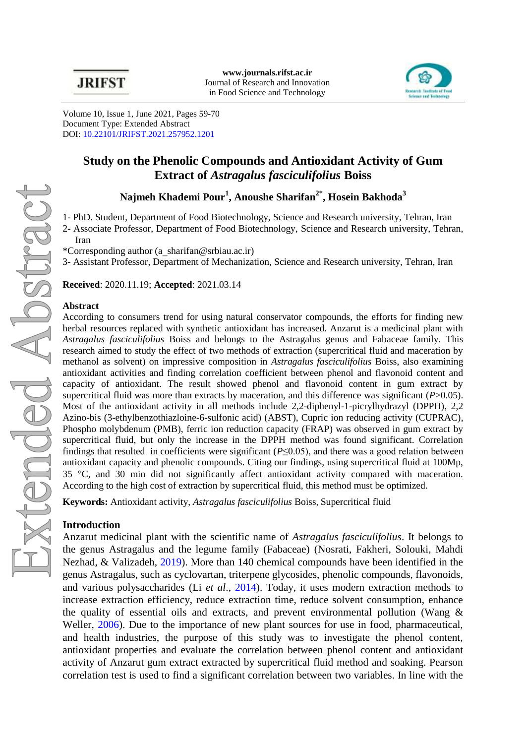Volume 10, Issue 1, June 2021, Pages 59-70
Document Type: Extended Abstract
DOI: 10.22101/JRIFST.2021.257952.1201

# Study on the Phenolic Compounds and Antioxidant Activity of Gum Extract of *Astragalus fasciculifolius* Boiss

**Najmeh Khademi Pour[1], Anoushe Sharifan[2*], Hosein Bakhoda[3]**

1- PhD. Student, Department of Food Biotechnology, Science and Research university, Tehran, Iran
2- Associate Professor, Department of Food Biotechnology, Science and Research university, Tehran, Iran
*Corresponding author (a_sharifan@srbiau.ac.ir)
3- Assistant Professor, Department of Mechanization, Science and Research university, Tehran, Iran

**Received**: 2020.11.19; **Accepted**: 2021.03.14

## Abstract

According to consumers trend for using natural conservator compounds, the efforts for finding new herbal resources replaced with synthetic antioxidant has increased. Anzarut is a medicinal plant with *Astragalus fasciculifolius* Boiss and belongs to the Astragalus genus and Fabaceae family. This research aimed to study the effect of two methods of extraction (supercritical fluid and maceration by methanol as solvent) on impressive composition in *Astragalus fasciculifolius* Boiss, also examining antioxidant activities and finding correlation coefficient between phenol and flavonoid content and capacity of antioxidant. The result showed phenol and flavonoid content in gum extract by supercritical fluid was more than extracts by maceration, and this difference was significant ($P>0.05$). Most of the antioxidant activity in all methods include 2,2-diphenyl-1-picrylhydrazyl (DPPH), 2,2 Azino-bis (3-ethylbenzothiazloine-6-sulfonic acid) (ABST), Cupric ion reducing activity (CUPRAC), Phospho molybdenum (PMB), ferric ion reduction capacity (FRAP) was observed in gum extract by supercritical fluid, but only the increase in the DPPH method was found significant. Correlation findings that resulted in coefficients were significant ($P\leq0.05$), and there was a good relation between antioxidant capacity and phenolic compounds. Citing our findings, using supercritical fluid at 100Mp, 35 °C, and 30 min did not significantly affect antioxidant activity compared with maceration. According to the high cost of extraction by supercritical fluid, this method must be optimized.

**Keywords:** Antioxidant activity, *Astragalus fasciculifolius* Boiss, Supercritical fluid

## Introduction

Anzarut medicinal plant with the scientific name of *Astragalus fasciculifolius*. It belongs to the genus Astragalus and the legume family (Fabaceae) (Nosrati, Fakheri, Solouki, Mahdi Nezhad, & Valizadeh, 2019). More than 140 chemical compounds have been identified in the genus Astragalus, such as cyclovartan, triterpene glycosides, phenolic compounds, flavonoids, and various polysaccharides (Li *et al*., 2014). Today, it uses modern extraction methods to increase extraction efficiency, reduce extraction time, reduce solvent consumption, enhance the quality of essential oils and extracts, and prevent environmental pollution (Wang & Weller, 2006). Due to the importance of new plant sources for use in food, pharmaceutical, and health industries, the purpose of this study was to investigate the phenol content, antioxidant properties and evaluate the correlation between phenol content and antioxidant activity of Anzarut gum extract extracted by supercritical fluid method and soaking. Pearson correlation test is used to find a significant correlation between two variables. In line with the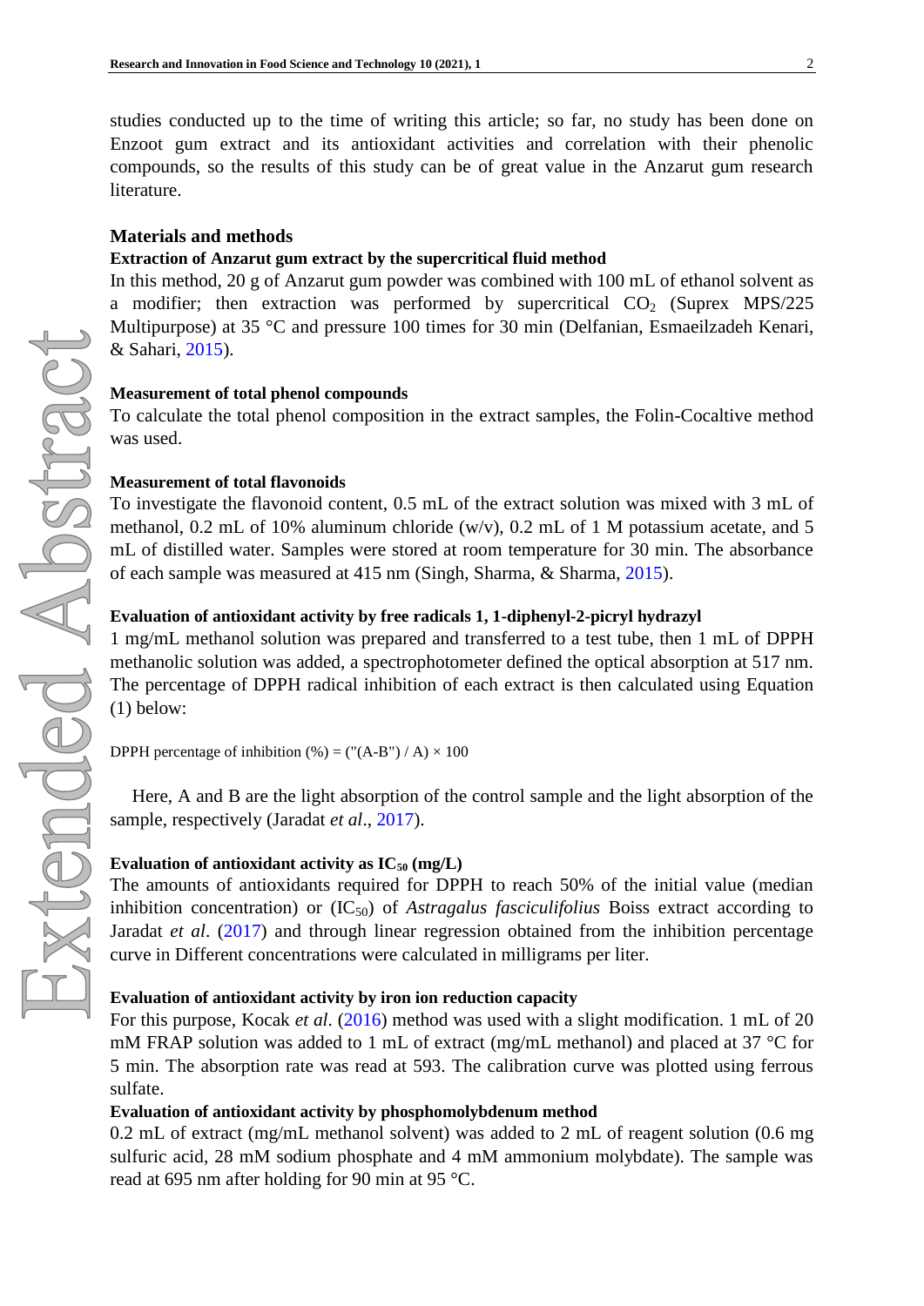studies conducted up to the time of writing this article; so far, no study has been done on Enzoot gum extract and its antioxidant activities and correlation with their phenolic compounds, so the results of this study can be of great value in the Anzarut gum research literature.

## Materials and methods

### Extraction of Anzarut gum extract by the supercritical fluid method

In this method, 20 g of Anzarut gum powder was combined with 100 mL of ethanol solvent as a modifier; then extraction was performed by supercritical $CO_2$ (Suprex MPS/225 Multipurpose) at 35 °C and pressure 100 times for 30 min (Delfanian, Esmaeilzadeh Kenari, & Sahari, 2015).

### Measurement of total phenol compounds

To calculate the total phenol composition in the extract samples, the Folin-Cocaltive method was used.

### Measurement of total flavonoids

To investigate the flavonoid content, 0.5 mL of the extract solution was mixed with 3 mL of methanol, 0.2 mL of 10% aluminum chloride (w/v), 0.2 mL of 1 M potassium acetate, and 5 mL of distilled water. Samples were stored at room temperature for 30 min. The absorbance of each sample was measured at 415 nm (Singh, Sharma, & Sharma, 2015).

### Evaluation of antioxidant activity by free radicals 1, 1-diphenyl-2-picryl hydrazyl

1 mg/mL methanol solution was prepared and transferred to a test tube, then 1 mL of DPPH methanolic solution was added, a spectrophotometer defined the optical absorption at 517 nm. The percentage of DPPH radical inhibition of each extract is then calculated using Equation (1) below:

DPPH percentage of inhibition (%) = ("(A-B") / A) × 100

Here, A and B are the light absorption of the control sample and the light absorption of the sample, respectively (Jaradat *et al*., 2017).

### Evaluation of antioxidant activity as $IC_{50}$ (mg/L)

The amounts of antioxidants required for DPPH to reach 50% of the initial value (median inhibition concentration) or ($IC_{50}$) of *Astragalus fasciculifolius* Boiss extract according to Jaradat *et al*. (2017) and through linear regression obtained from the inhibition percentage curve in Different concentrations were calculated in milligrams per liter.

### Evaluation of antioxidant activity by iron ion reduction capacity

For this purpose, Kocak *et al*. (2016) method was used with a slight modification. 1 mL of 20 mM FRAP solution was added to 1 mL of extract (mg/mL methanol) and placed at 37 °C for 5 min. The absorption rate was read at 593. The calibration curve was plotted using ferrous sulfate.

### Evaluation of antioxidant activity by phosphomolybdenum method

0.2 mL of extract (mg/mL methanol solvent) was added to 2 mL of reagent solution (0.6 mg sulfuric acid, 28 mM sodium phosphate and 4 mM ammonium molybdate). The sample was read at 695 nm after holding for 90 min at 95 °C.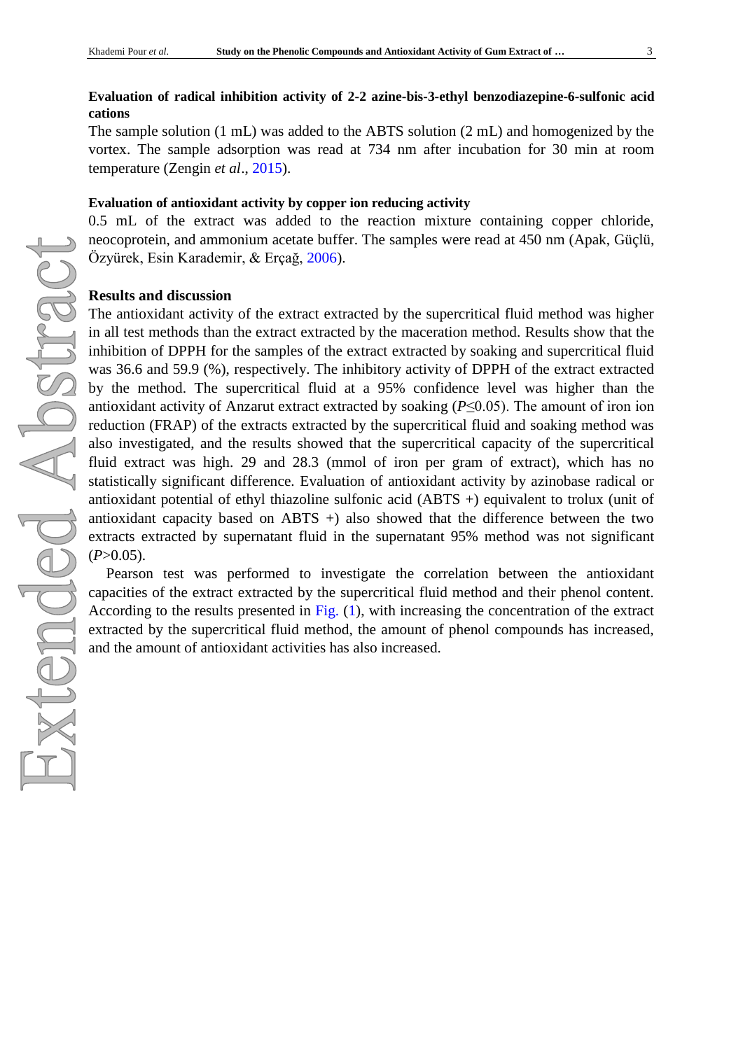### Evaluation of radical inhibition activity of 2-2 azine-bis-3-ethyl benzodiazepine-6-sulfonic acid cations

The sample solution (1 mL) was added to the ABTS solution (2 mL) and homogenized by the vortex. The sample adsorption was read at 734 nm after incubation for 30 min at room temperature (Zengin *et al*., 2015).

### Evaluation of antioxidant activity by copper ion reducing activity

0.5 mL of the extract was added to the reaction mixture containing copper chloride, neocoprotein, and ammonium acetate buffer. The samples were read at 450 nm (Apak, Güçlü, Özyürek, Esin Karademir, & Erçağ, 2006).

## Results and discussion

The antioxidant activity of the extract extracted by the supercritical fluid method was higher in all test methods than the extract extracted by the maceration method. Results show that the inhibition of DPPH for the samples of the extract extracted by soaking and supercritical fluid was 36.6 and 59.9 (%), respectively. The inhibitory activity of DPPH of the extract extracted by the method. The supercritical fluid at a 95% confidence level was higher than the antioxidant activity of Anzarut extract extracted by soaking ($P \leq 0.05$). The amount of iron ion reduction (FRAP) of the extracts extracted by the supercritical fluid and soaking method was also investigated, and the results showed that the supercritical capacity of the supercritical fluid extract was high. 29 and 28.3 (mmol of iron per gram of extract), which has no statistically significant difference. Evaluation of antioxidant activity by azinobase radical or antioxidant potential of ethyl thiazoline sulfonic acid (ABTS +) equivalent to trolux (unit of antioxidant capacity based on ABTS +) also showed that the difference between the two extracts extracted by supernatant fluid in the supernatant 95% method was not significant ($P > 0.05$).

Pearson test was performed to investigate the correlation between the antioxidant capacities of the extract extracted by the supercritical fluid method and their phenol content. According to the results presented in Fig. (1), with increasing the concentration of the extract extracted by the supercritical fluid method, the amount of phenol compounds has increased, and the amount of antioxidant activities has also increased.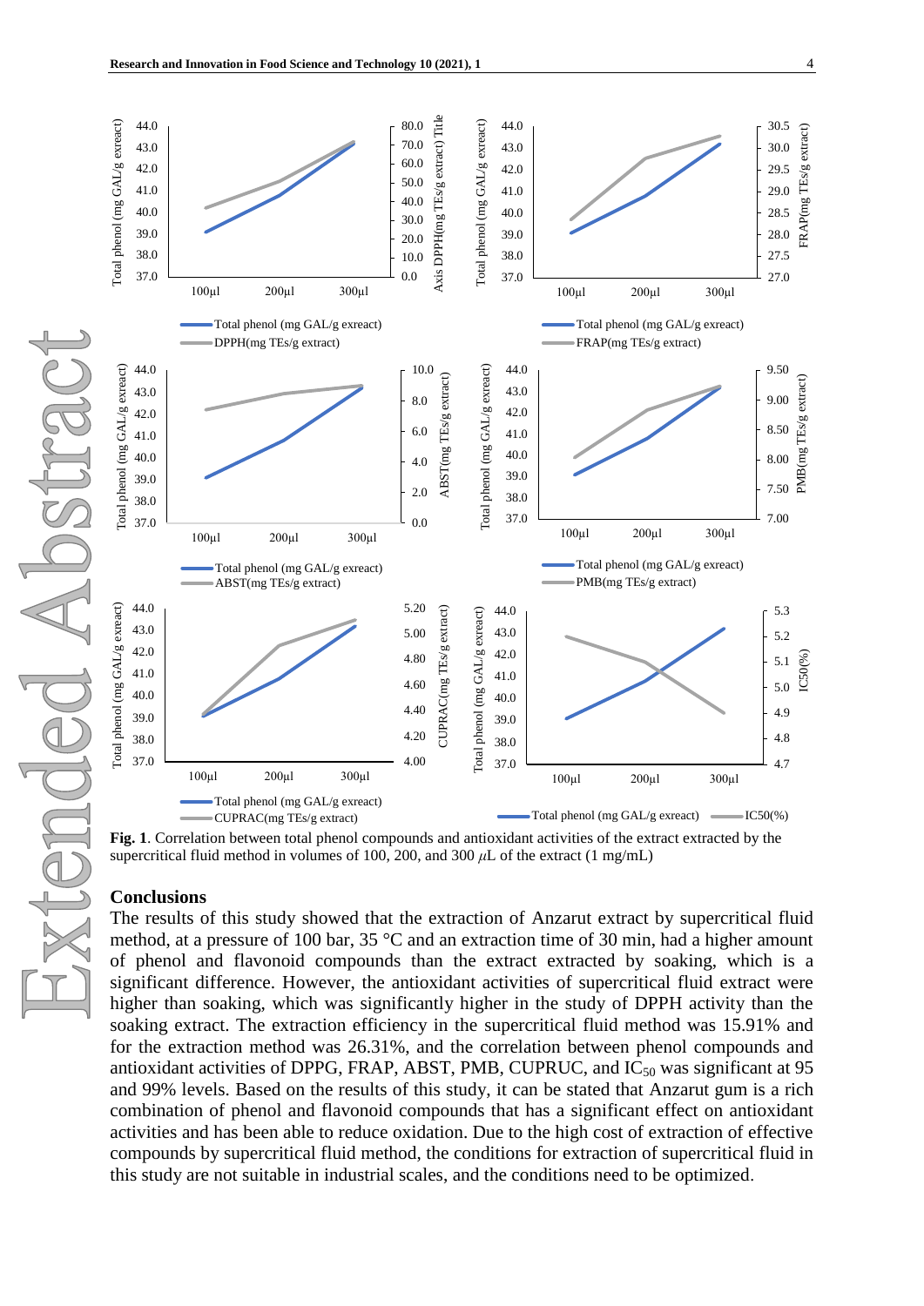**Fig. 1**. Correlation between total phenol compounds and antioxidant activities of the extract extracted by the supercritical fluid method in volumes of 100, 200, and 300 $\mu$L of the extract (1 mg/mL)

## Conclusions

The results of this study showed that the extraction of Anzarut extract by supercritical fluid method, at a pressure of 100 bar, 35 °C and an extraction time of 30 min, had a higher amount of phenol and flavonoid compounds than the extract extracted by soaking, which is a significant difference. However, the antioxidant activities of supercritical fluid extract were higher than soaking, which was significantly higher in the study of DPPH activity than the soaking extract. The extraction efficiency in the supercritical fluid method was 15.91% and for the extraction method was 26.31%, and the correlation between phenol compounds and antioxidant activities of DPPG, FRAP, ABST, PMB, CUPRUC, and $IC_{50}$ was significant at 95 and 99% levels. Based on the results of this study, it can be stated that Anzarut gum is a rich combination of phenol and flavonoid compounds that has a significant effect on antioxidant activities and has been able to reduce oxidation. Due to the high cost of extraction of effective compounds by supercritical fluid method, the conditions for extraction of supercritical fluid in this study are not suitable in industrial scales, and the conditions need to be optimized.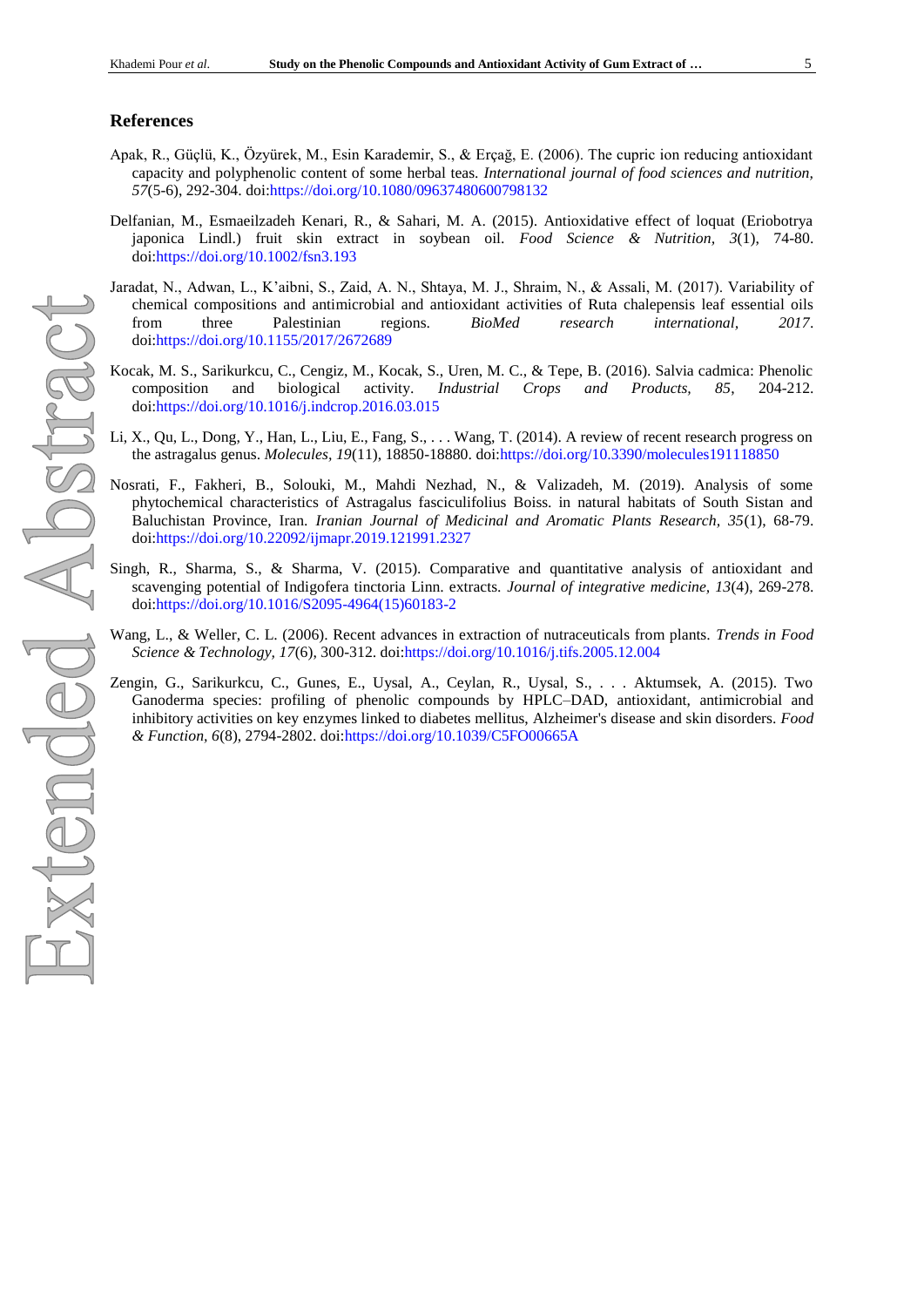## References

Apak, R., Güçlü, K., Özyürek, M., Esin Karademir, S., & Erçağ, E. (2006). The cupric ion reducing antioxidant capacity and polyphenolic content of some herbal teas. *International journal of food sciences and nutrition, 57*(5-6), 292-304. doi:https://doi.org/10.1080/09637480600798132

Delfanian, M., Esmaeilzadeh Kenari, R., & Sahari, M. A. (2015). Antioxidative effect of loquat (Eriobotrya japonica Lindl.) fruit skin extract in soybean oil. *Food Science & Nutrition, 3*(1), 74-80. doi:https://doi.org/10.1002/fsn3.193

Jaradat, N., Adwan, L., K'aibni, S., Zaid, A. N., Shtaya, M. J., Shraim, N., & Assali, M. (2017). Variability of chemical compositions and antimicrobial and antioxidant activities of Ruta chalepensis leaf essential oils from three Palestinian regions. *BioMed research international, 2017*. doi:https://doi.org/10.1155/2017/2672689

Kocak, M. S., Sarikurkcu, C., Cengiz, M., Kocak, S., Uren, M. C., & Tepe, B. (2016). Salvia cadmica: Phenolic composition and biological activity. *Industrial Crops and Products, 85*, 204-212. doi:https://doi.org/10.1016/j.indcrop.2016.03.015

Li, X., Qu, L., Dong, Y., Han, L., Liu, E., Fang, S., . . . Wang, T. (2014). A review of recent research progress on the astragalus genus. *Molecules, 19*(11), 18850-18880. doi:https://doi.org/10.3390/molecules191118850

Nosrati, F., Fakheri, B., Solouki, M., Mahdi Nezhad, N., & Valizadeh, M. (2019). Analysis of some phytochemical characteristics of Astragalus fasciculifolius Boiss. in natural habitats of South Sistan and Baluchistan Province, Iran. *Iranian Journal of Medicinal and Aromatic Plants Research, 35*(1), 68-79. doi:https://doi.org/10.22092/ijmapr.2019.121991.2327

Singh, R., Sharma, S., & Sharma, V. (2015). Comparative and quantitative analysis of antioxidant and scavenging potential of Indigofera tinctoria Linn. extracts. *Journal of integrative medicine, 13*(4), 269-278. doi:https://doi.org/10.1016/S2095-4964(15)60183-2

Wang, L., & Weller, C. L. (2006). Recent advances in extraction of nutraceuticals from plants. *Trends in Food Science & Technology, 17*(6), 300-312. doi:https://doi.org/10.1016/j.tifs.2005.12.004

Zengin, G., Sarikurkcu, C., Gunes, E., Uysal, A., Ceylan, R., Uysal, S., . . . Aktumsek, A. (2015). Two Ganoderma species: profiling of phenolic compounds by HPLC–DAD, antioxidant, antimicrobial and inhibitory activities on key enzymes linked to diabetes mellitus, Alzheimer's disease and skin disorders. *Food & Function, 6*(8), 2794-2802. doi:https://doi.org/10.1039/C5FO00665A